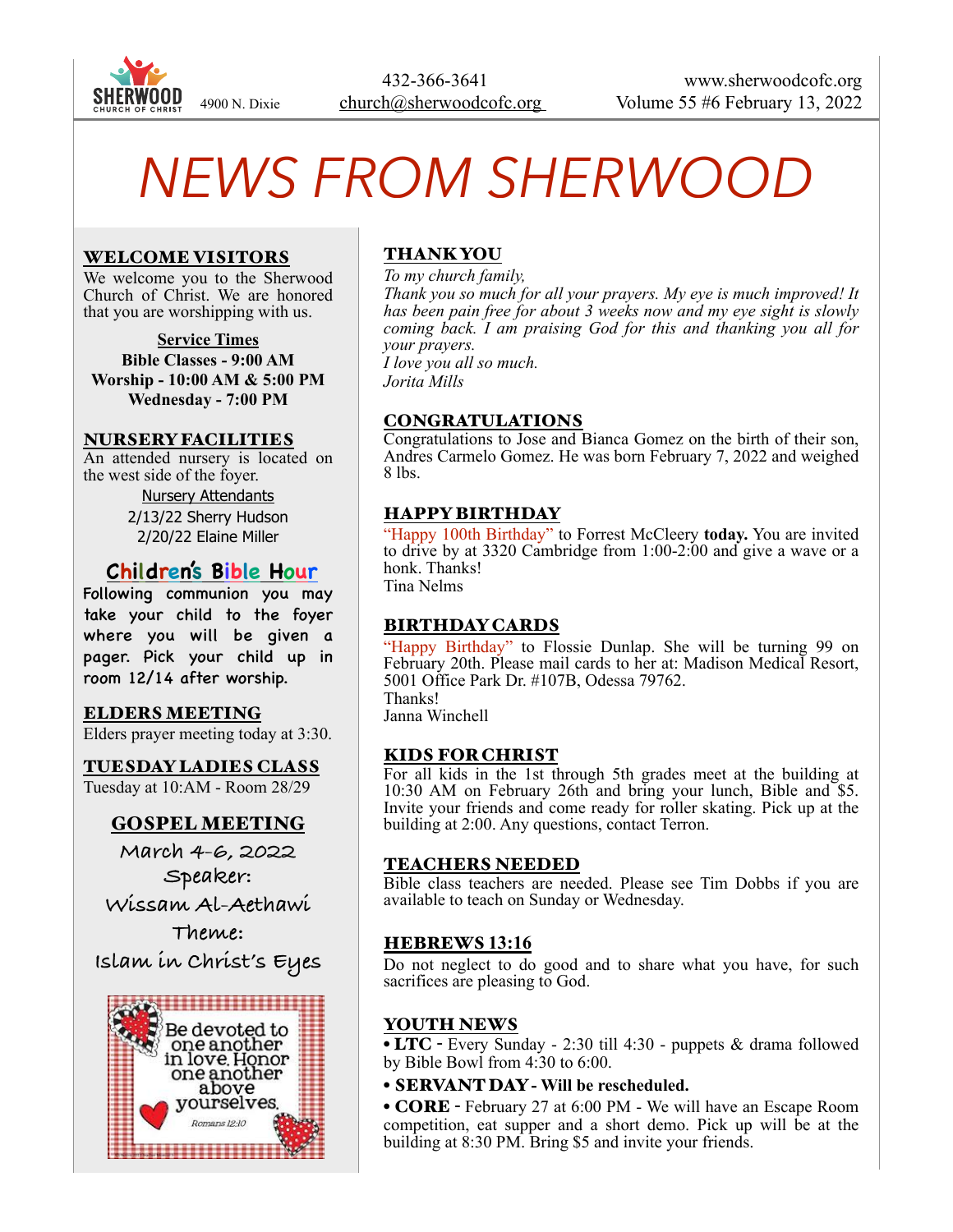SHERWOOD CHURCH OF CHRIST 4900 N. Dixie

432-366-3641
church@sherwoodcofc.org

www.sherwoodcofc.org
Volume 55 #6 February 13, 2022

# NEWS FROM SHERWOOD

## WELCOME VISITORS

We welcome you to the Sherwood Church of Christ. We are honored that you are worshipping with us.

**Service Times**
**Bible Classes - 9:00 AM**
**Worship - 10:00 AM & 5:00 PM**
**Wednesday - 7:00 PM**

## NURSERY FACILITIES

An attended nursery is located on the west side of the foyer.

Nursery Attendants
2/13/22 Sherry Hudson
2/20/22 Elaine Miller

## Children's Bible Hour

Following communion you may take your child to the foyer where you will be given a pager. Pick your child up in room 12/14 after worship.

## ELDERS MEETING

Elders prayer meeting today at 3:30.

## TUESDAY LADIES CLASS

Tuesday at 10:AM - Room 28/29

## GOSPEL MEETING

March 4-6, 2022
Speaker:
Wissam Al-Aethawi
Theme:
Islam in Christ's Eyes

Be devoted to one another in love. Honor one another above yourselves.
Romans 12:10

## THANK YOU

*To my church family,*
*Thank you so much for all your prayers. My eye is much improved! It has been pain free for about 3 weeks now and my eye sight is slowly coming back. I am praising God for this and thanking you all for your prayers.*
*I love you all so much.*
*Jorita Mills*

## CONGRATULATIONS

Congratulations to Jose and Bianca Gomez on the birth of their son, Andres Carmelo Gomez. He was born February 7, 2022 and weighed 8 lbs.

## HAPPY BIRTHDAY

"Happy 100th Birthday" to Forrest McCleery **today.** You are invited to drive by at 3320 Cambridge from 1:00-2:00 and give a wave or a honk. Thanks!
Tina Nelms

## BIRTHDAY CARDS

"Happy Birthday" to Flossie Dunlap. She will be turning 99 on February 20th. Please mail cards to her at: Madison Medical Resort, 5001 Office Park Dr. #107B, Odessa 79762.
Thanks!
Janna Winchell

## KIDS FOR CHRIST

For all kids in the 1st through 5th grades meet at the building at 10:30 AM on February 26th and bring your lunch, Bible and $5. Invite your friends and come ready for roller skating. Pick up at the building at 2:00. Any questions, contact Terron.

## TEACHERS NEEDED

Bible class teachers are needed. Please see Tim Dobbs if you are available to teach on Sunday or Wednesday.

## HEBREWS 13:16

Do not neglect to do good and to share what you have, for such sacrifices are pleasing to God.

## YOUTH NEWS

- **LTC** - Every Sunday - 2:30 till 4:30 - puppets & drama followed by Bible Bowl from 4:30 to 6:00.
- **SERVANT DAY - Will be rescheduled.**
- **CORE** - February 27 at 6:00 PM - We will have an Escape Room competition, eat supper and a short demo. Pick up will be at the building at 8:30 PM. Bring $5 and invite your friends.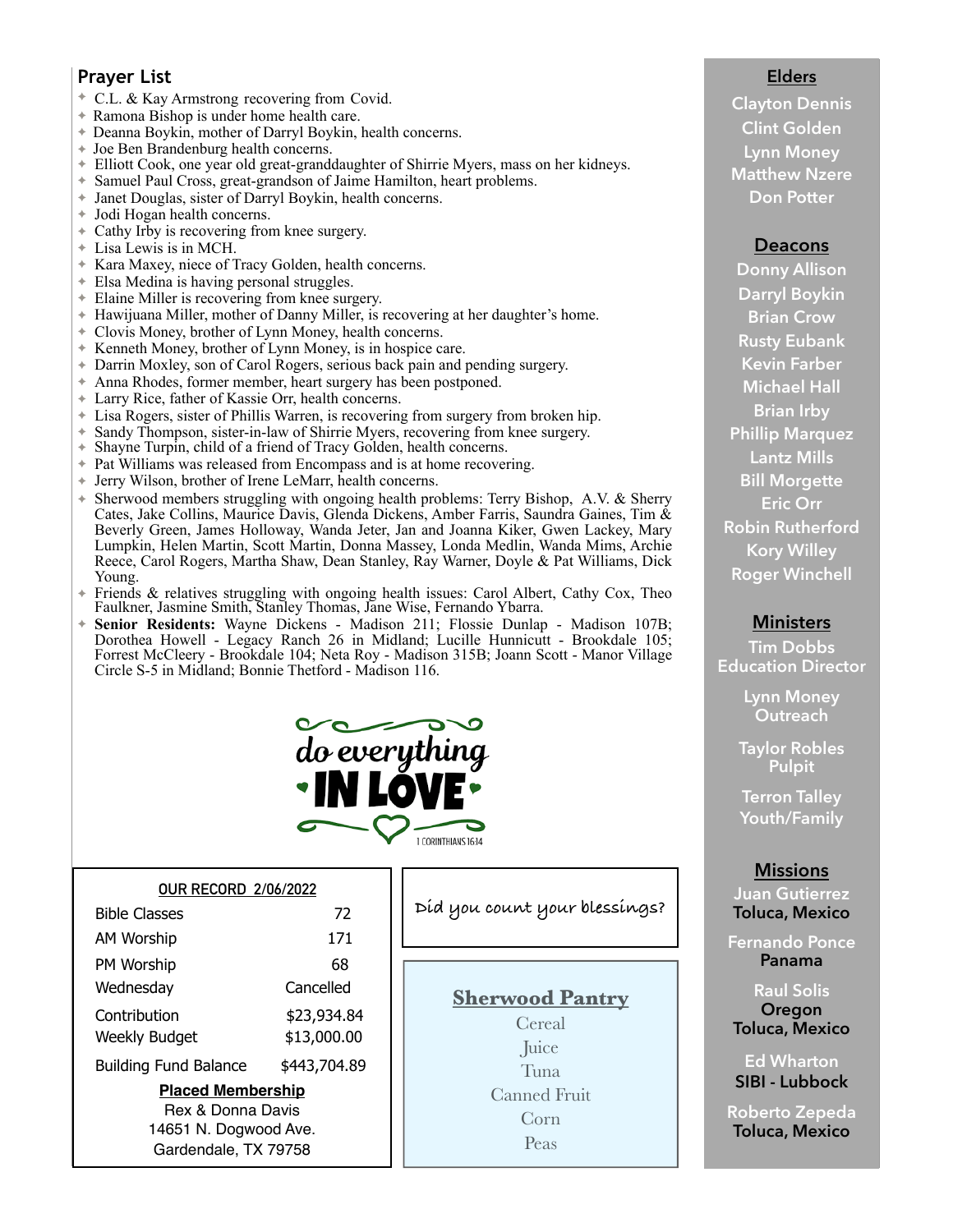## Prayer List

- C.L. & Kay Armstrong recovering from Covid.
- Ramona Bishop is under home health care.
- Deanna Boykin, mother of Darryl Boykin, health concerns.
- Joe Ben Brandenburg health concerns.
- Elliott Cook, one year old great-granddaughter of Shirrie Myers, mass on her kidneys.
- Samuel Paul Cross, great-grandson of Jaime Hamilton, heart problems.
- Janet Douglas, sister of Darryl Boykin, health concerns.
- Jodi Hogan health concerns.
- Cathy Irby is recovering from knee surgery.
- Lisa Lewis is in MCH.
- Kara Maxey, niece of Tracy Golden, health concerns.
- Elsa Medina is having personal struggles.
- Elaine Miller is recovering from knee surgery.
- Hawijuana Miller, mother of Danny Miller, is recovering at her daughter's home.
- Clovis Money, brother of Lynn Money, health concerns.
- Kenneth Money, brother of Lynn Money, is in hospice care.
- Darrin Moxley, son of Carol Rogers, serious back pain and pending surgery.
- Anna Rhodes, former member, heart surgery has been postponed.
- Larry Rice, father of Kassie Orr, health concerns.
- Lisa Rogers, sister of Phillis Warren, is recovering from surgery from broken hip.
- Sandy Thompson, sister-in-law of Shirrie Myers, recovering from knee surgery.
- Shayne Turpin, child of a friend of Tracy Golden, health concerns.
- Pat Williams was released from Encompass and is at home recovering.
- Jerry Wilson, brother of Irene LeMarr, health concerns.
- Sherwood members struggling with ongoing health problems: Terry Bishop, A.V. & Sherry Cates, Jake Collins, Maurice Davis, Glenda Dickens, Amber Farris, Saundra Gaines, Tim & Beverly Green, James Holloway, Wanda Jeter, Jan and Joanna Kiker, Gwen Lackey, Mary Lumpkin, Helen Martin, Scott Martin, Donna Massey, Londa Medlin, Wanda Mims, Archie Reece, Carol Rogers, Martha Shaw, Dean Stanley, Ray Warner, Doyle & Pat Williams, Dick Young.
- Friends & relatives struggling with ongoing health issues: Carol Albert, Cathy Cox, Theo Faulkner, Jasmine Smith, Stanley Thomas, Jane Wise, Fernando Ybarra.
- **Senior Residents:** Wayne Dickens - Madison 211; Flossie Dunlap - Madison 107B; Dorothea Howell - Legacy Ranch 26 in Midland; Lucille Hunnicutt - Brookdale 105; Forrest McCleery - Brookdale 104; Neta Roy - Madison 315B; Joann Scott - Manor Village Circle S-5 in Midland; Bonnie Thetford - Madison 116.

*do everything* **IN LOVE**

1 CORINTHIANS 16:14

### OUR RECORD 2/06/2022

| | |
|---|---|
| Bible Classes | 72 |
| AM Worship | 171 |
| PM Worship | 68 |
| Wednesday | Cancelled |
| Contribution | $23,934.84 |
| Weekly Budget | $13,000.00 |
| Building Fund Balance | $443,704.89 |

**Placed Membership**

Rex & Donna Davis
14651 N. Dogwood Ave.
Gardendale, TX 79758

Did you count your blessings?

### Sherwood Pantry

Cereal
Juice
Tuna
Canned Fruit
Corn
Peas

### Elders

Clayton Dennis
Clint Golden
Lynn Money
Matthew Nzere
Don Potter

### Deacons

Donny Allison
Darryl Boykin
Brian Crow
Rusty Eubank
Kevin Farber
Michael Hall
Brian Irby
Phillip Marquez
Lantz Mills
Bill Morgette
Eric Orr
Robin Rutherford
Kory Willey
Roger Winchell

### Ministers

Tim Dobbs
Education Director

Lynn Money
Outreach

Taylor Robles
Pulpit

Terron Talley
Youth/Family

### Missions

Juan Gutierrez
Toluca, Mexico

Fernando Ponce
Panama

Raul Solis
Oregon
Toluca, Mexico

Ed Wharton
SIBI - Lubbock

Roberto Zepeda
Toluca, Mexico